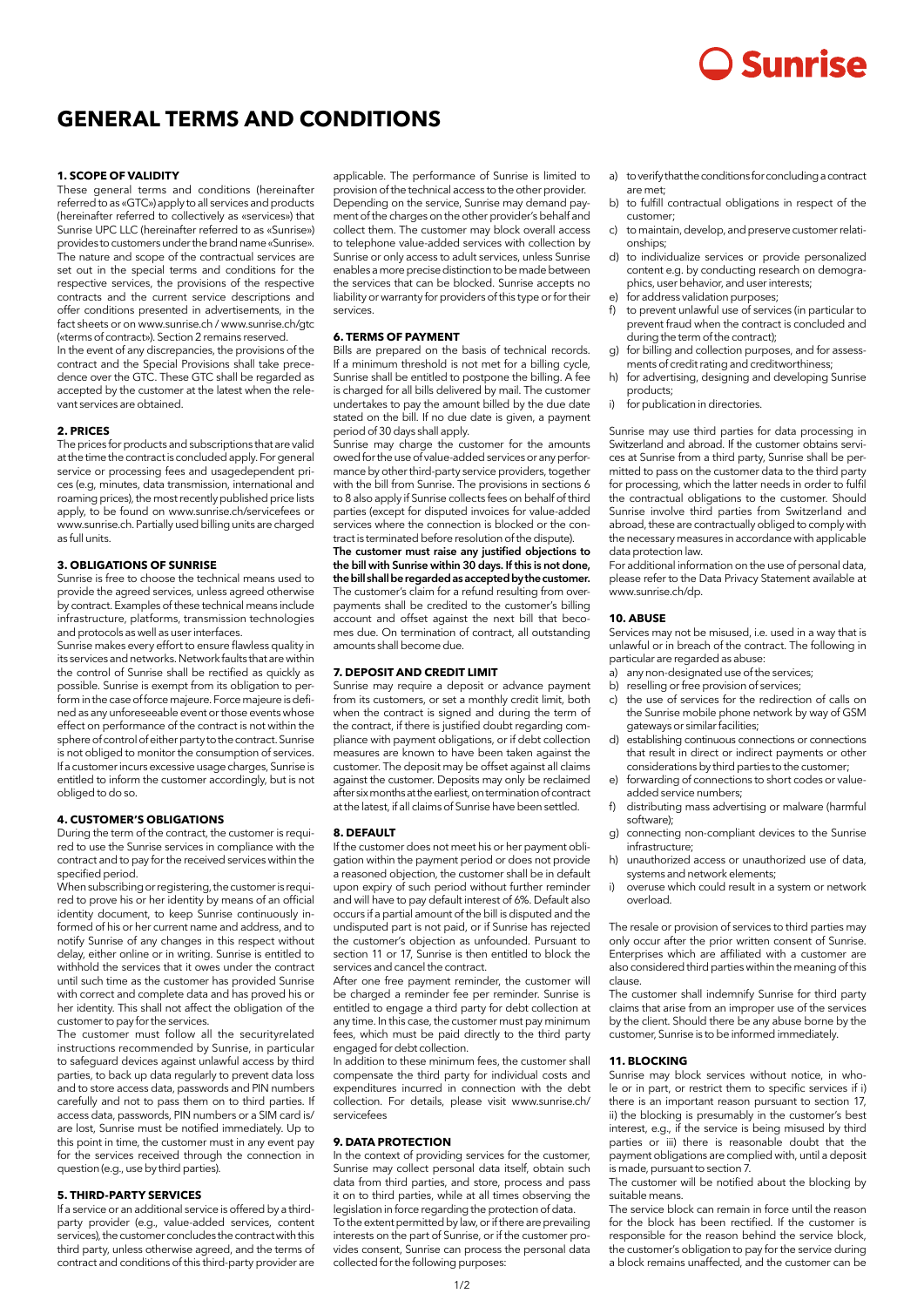# GENERAL TERMS AND CONDITIONS

## 1. SCOPE OF VALIDITY

These general terms and conditions (hereinafter referred to as «GTC») apply to all services and products (hereinafter referred to collectively as «services») that Sunrise UPC LLC (hereinafter referred to as «Sunrise») provides to customers under the brand name «Sunrise». The nature and scope of the contractual services are set out in the special terms and conditions for the respective services, the provisions of the respective contracts and the current service descriptions and offer conditions presented in advertisements, in the fact sheets or on www.sunrise.ch / www.sunrise.ch/gtc («terms of contract»). Section 2 remains reserved.

In the event of any discrepancies, the provisions of the contract and the Special Provisions shall take precedence over the GTC. These GTC shall be regarded as accepted by the customer at the latest when the relevant services are obtained.

## 2. PRICES

The prices for products and subscriptions that are valid at the time the contract is concluded apply. For general service or processing fees and usagedependent prices (e.g, minutes, data transmission, international and roaming prices), the most recently published price lists apply, to be found on www.sunrise.ch/servicefees or www.sunrise.ch. Partially used billing units are charged as full units.

## 3. OBLIGATIONS OF SUNRISE

Sunrise is free to choose the technical means used to provide the agreed services, unless agreed otherwise by contract. Examples of these technical means include infrastructure, platforms, transmission technologies and protocols as well as user interfaces.

Sunrise makes every effort to ensure flawless quality in its services and networks. Network faults that are within the control of Sunrise shall be rectified as quickly as possible. Sunrise is exempt from its obligation to perform in the case of force majeure. Force majeure is defined as any unforeseeable event or those events whose effect on performance of the contract is not within the sphere of control of either party to the contract. Sunrise is not obliged to monitor the consumption of services. If a customer incurs excessive usage charges, Sunrise is entitled to inform the customer accordingly, but is not obliged to do so.

## 4. CUSTOMER'S OBLIGATIONS

During the term of the contract, the customer is required to use the Sunrise services in compliance with the contract and to pay for the received services within the specified period.

When subscribing or registering, the customer is required to prove his or her identity by means of an official identity document, to keep Sunrise continuously informed of his or her current name and address, and to notify Sunrise of any changes in this respect without delay, either online or in writing. Sunrise is entitled to withhold the services that it owes under the contract until such time as the customer has provided Sunrise with correct and complete data and has proved his or her identity. This shall not affect the obligation of the customer to pay for the services.

The customer must follow all the securityrelated instructions recommended by Sunrise, in particular to safeguard devices against unlawful access by third parties, to back up data regularly to prevent data loss and to store access data, passwords and PIN numbers carefully and not to pass them on to third parties. If access data, passwords, PIN numbers or a SIM card is/are lost, Sunrise must be notified immediately. Up to this point in time, the customer must in any event pay for the services received through the connection in question (e.g., use by third parties).

## 5. THIRD-PARTY SERVICES

If a service or an additional service is offered by a third-party provider (e.g., value-added services, content services), the customer concludes the contract with this third party, unless otherwise agreed, and the terms of contract and conditions of this third-party provider are applicable. The performance of Sunrise is limited to provision of the technical access to the other provider. Depending on the service, Sunrise may demand payment of the charges on the other provider's behalf and collect them. The customer may block overall access to telephone value-added services with collection by Sunrise or only access to adult services, unless Sunrise enables a more precise distinction to be made between the services that can be blocked. Sunrise accepts no liability or warranty for providers of this type or for their services.

## 6. TERMS OF PAYMENT

Bills are prepared on the basis of technical records. If a minimum threshold is not met for a billing cycle, Sunrise shall be entitled to postpone the billing. A fee is charged for all bills delivered by mail. The customer undertakes to pay the amount billed by the due date stated on the bill. If no due date is given, a payment period of 30 days shall apply.

Sunrise may charge the customer for the amounts owed for the use of value-added services or any performance by other third-party service providers, together with the bill from Sunrise. The provisions in sections 6 to 8 also apply if Sunrise collects fees on behalf of third parties (except for disputed invoices for value-added services where the connection is blocked or the contract is terminated before resolution of the dispute).

**The customer must raise any justified objections to the bill with Sunrise within 30 days. If this is not done, the bill shall be regarded as accepted by the customer.** The customer's claim for a refund resulting from overpayments shall be credited to the customer's billing account and offset against the next bill that becomes due. On termination of contract, all outstanding amounts shall become due.

## 7. DEPOSIT AND CREDIT LIMIT

Sunrise may require a deposit or advance payment from its customers, or set a monthly credit limit, both when the contract is signed and during the term of the contract, if there is justified doubt regarding compliance with payment obligations, or if debt collection measures are known to have been taken against the customer. The deposit may be offset against all claims against the customer. Deposits may only be reclaimed after six months at the earliest, on termination of contract at the latest, if all claims of Sunrise have been settled.

## 8. DEFAULT

If the customer does not meet his or her payment obligation within the payment period or does not provide a reasoned objection, the customer shall be in default upon expiry of such period without further reminder and will have to pay default interest of 6%. Default also occurs if a partial amount of the bill is disputed and the undisputed part is not paid, or if Sunrise has rejected the customer's objection as unfounded. Pursuant to section 11 or 17, Sunrise is then entitled to block the services and cancel the contract.

After one free payment reminder, the customer will be charged a reminder fee per reminder. Sunrise is entitled to engage a third party for debt collection at any time. In this case, the customer must pay minimum fees, which must be paid directly to the third party engaged for debt collection.

In addition to these minimum fees, the customer shall compensate the third party for individual costs and expenditures incurred in connection with the debt collection. For details, please visit www.sunrise.ch/servicefees

## 9. DATA PROTECTION

In the context of providing services for the customer, Sunrise may collect personal data itself, obtain such data from third parties, and store, process and pass it on to third parties, while at all times observing the legislation in force regarding the protection of data.

To the extent permitted by law, or if there are prevailing interests on the part of Sunrise, or if the customer provides consent, Sunrise can process the personal data collected for the following purposes:

a) to verify that the conditions for concluding a contract are met;
b) to fulfill contractual obligations in respect of the customer;
c) to maintain, develop, and preserve customer relationships;
d) to individualize services or provide personalized content e.g. by conducting research on demographics, user behavior, and user interests;
e) for address validation purposes;
f) to prevent unlawful use of services (in particular to prevent fraud when the contract is concluded and during the term of the contract);
g) for billing and collection purposes, and for assessments of credit rating and creditworthiness;
h) for advertising, designing and developing Sunrise products;
i) for publication in directories.

Sunrise may use third parties for data processing in Switzerland and abroad. If the customer obtains services at Sunrise from a third party, Sunrise shall be permitted to pass on the customer data to the third party for processing, which the latter needs in order to fulfil the contractual obligations to the customer. Should Sunrise involve third parties from Switzerland and abroad, these are contractually obliged to comply with the necessary measures in accordance with applicable data protection law.

For additional information on the use of personal data, please refer to the Data Privacy Statement available at www.sunrise.ch/dp.

## 10. ABUSE

Services may not be misused, i.e. used in a way that is unlawful or in breach of the contract. The following in particular are regarded as abuse:

a) any non-designated use of the services;
b) reselling or free provision of services;
c) the use of services for the redirection of calls on the Sunrise mobile phone network by way of GSM gateways or similar facilities;
d) establishing continuous connections or connections that result in direct or indirect payments or other considerations by third parties to the customer;
e) forwarding of connections to short codes or value-added service numbers;
f) distributing mass advertising or malware (harmful software);
g) connecting non-compliant devices to the Sunrise infrastructure;
h) unauthorized access or unauthorized use of data, systems and network elements;
i) overuse which could result in a system or network overload.

The resale or provision of services to third parties may only occur after the prior written consent of Sunrise. Enterprises which are affiliated with a customer are also considered third parties within the meaning of this clause.

The customer shall indemnify Sunrise for third party claims that arise from an improper use of the services by the client. Should there be any abuse borne by the customer, Sunrise is to be informed immediately.

## 11. BLOCKING

Sunrise may block services without notice, in whole or in part, or restrict them to specific services if i) there is an important reason pursuant to section 17, ii) the blocking is presumably in the customer's best interest, e.g., if the service is being misused by third parties or iii) there is reasonable doubt that the payment obligations are complied with, until a deposit is made, pursuant to section 7.

The customer will be notified about the blocking by suitable means.

The service block can remain in force until the reason for the block has been rectified. If the customer is responsible for the reason behind the service block, the customer's obligation to pay for the service during a block remains unaffected, and the customer can be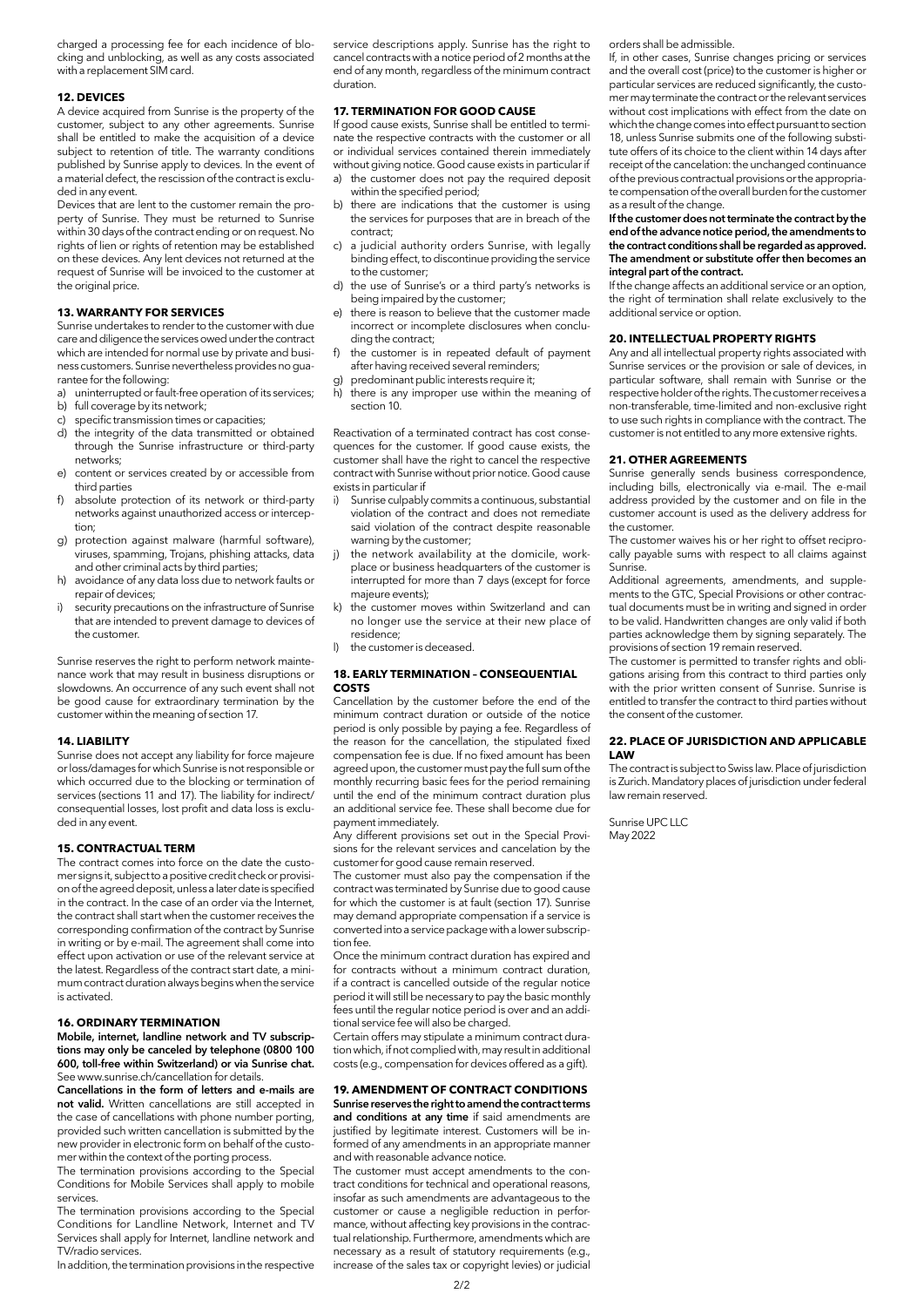charged a processing fee for each incidence of blocking and unblocking, as well as any costs associated with a replacement SIM card.

## 12. DEVICES

A device acquired from Sunrise is the property of the customer, subject to any other agreements. Sunrise shall be entitled to make the acquisition of a device subject to retention of title. The warranty conditions published by Sunrise apply to devices. In the event of a material defect, the rescission of the contract is excluded in any event.

Devices that are lent to the customer remain the property of Sunrise. They must be returned to Sunrise within 30 days of the contract ending or on request. No rights of lien or rights of retention may be established on these devices. Any lent devices not returned at the request of Sunrise will be invoiced to the customer at the original price.

## 13. WARRANTY FOR SERVICES

Sunrise undertakes to render to the customer with due care and diligence the services owed under the contract which are intended for normal use by private and business customers. Sunrise nevertheless provides no guarantee for the following:

a) uninterrupted or fault-free operation of its services;
b) full coverage by its network;
c) specific transmission times or capacities;
d) the integrity of the data transmitted or obtained through the Sunrise infrastructure or third-party networks;
e) content or services created by or accessible from third parties
f) absolute protection of its network or third-party networks against unauthorized access or interception;
g) protection against malware (harmful software), viruses, spamming, Trojans, phishing attacks, data and other criminal acts by third parties;
h) avoidance of any data loss due to network faults or repair of devices;
i) security precautions on the infrastructure of Sunrise that are intended to prevent damage to devices of the customer.

Sunrise reserves the right to perform network maintenance work that may result in business disruptions or slowdowns. An occurrence of any such event shall not be good cause for extraordinary termination by the customer within the meaning of section 17.

## 14. LIABILITY

Sunrise does not accept any liability for force majeure or loss/damages for which Sunrise is not responsible or which occurred due to the blocking or termination of services (sections 11 and 17). The liability for indirect/consequential losses, lost profit and data loss is excluded in any event.

## 15. CONTRACTUAL TERM

The contract comes into force on the date the customer signs it, subject to a positive credit check or provision of the agreed deposit, unless a later date is specified in the contract. In the case of an order via the Internet, the contract shall start when the customer receives the corresponding confirmation of the contract by Sunrise in writing or by e-mail. The agreement shall come into effect upon activation or use of the relevant service at the latest. Regardless of the contract start date, a minimum contract duration always begins when the service is activated.

## 16. ORDINARY TERMINATION

**Mobile, internet, landline network and TV subscriptions may only be canceled by telephone (0800 100 600, toll-free within Switzerland) or via Sunrise chat.** See www.sunrise.ch/cancellation for details.

**Cancellations in the form of letters and e-mails are not valid.** Written cancellations are still accepted in the case of cancellations with phone number porting, provided such written cancellation is submitted by the new provider in electronic form on behalf of the customer within the context of the porting process.

The termination provisions according to the Special Conditions for Mobile Services shall apply to mobile services.

The termination provisions according to the Special Conditions for Landline Network, Internet and TV Services shall apply for Internet, landline network and TV/radio services.

In addition, the termination provisions in the respective service descriptions apply. Sunrise has the right to cancel contracts with a notice period of 2 months at the end of any month, regardless of the minimum contract duration.

## 17. TERMINATION FOR GOOD CAUSE

If good cause exists, Sunrise shall be entitled to terminate the respective contracts with the customer or all or individual services contained therein immediately without giving notice. Good cause exists in particular if

a) the customer does not pay the required deposit within the specified period;
b) there are indications that the customer is using the services for purposes that are in breach of the contract;
c) a judicial authority orders Sunrise, with legally binding effect, to discontinue providing the service to the customer;
d) the use of Sunrise's or a third party's networks is being impaired by the customer;
e) there is reason to believe that the customer made incorrect or incomplete disclosures when concluding the contract;
f) the customer is in repeated default of payment after having received several reminders;
g) predominant public interests require it;
h) there is any improper use within the meaning of section 10.

Reactivation of a terminated contract has cost consequences for the customer. If good cause exists, the customer shall have the right to cancel the respective contract with Sunrise without prior notice. Good cause exists in particular if

i) Sunrise culpably commits a continuous, substantial violation of the contract and does not remediate said violation of the contract despite reasonable warning by the customer;
j) the network availability at the domicile, workplace or business headquarters of the customer is interrupted for more than 7 days (except for force majeure events);
k) the customer moves within Switzerland and can no longer use the service at their new place of residence;
l) the customer is deceased.

## 18. EARLY TERMINATION – CONSEQUENTIAL COSTS

Cancellation by the customer before the end of the minimum contract duration or outside of the notice period is only possible by paying a fee. Regardless of the reason for the cancellation, the stipulated fixed compensation fee is due. If no fixed amount has been agreed upon, the customer must pay the full sum of the monthly recurring basic fees for the period remaining until the end of the minimum contract duration plus an additional service fee. These shall become due for payment immediately.

Any different provisions set out in the Special Provisions for the relevant services and cancelation by the customer for good cause remain reserved.

The customer must also pay the compensation if the contract was terminated by Sunrise due to good cause for which the customer is at fault (section 17). Sunrise may demand appropriate compensation if a service is converted into a service package with a lower subscription fee.

Once the minimum contract duration has expired and for contracts without a minimum contract duration, if a contract is cancelled outside of the regular notice period it will still be necessary to pay the basic monthly fees until the regular notice period is over and an additional service fee will also be charged.

Certain offers may stipulate a minimum contract duration which, if not complied with, may result in additional costs (e.g., compensation for devices offered as a gift).

## 19. AMENDMENT OF CONTRACT CONDITIONS

**Sunrise reserves the right to amend the contract terms and conditions at any time** if said amendments are justified by legitimate interest. Customers will be informed of any amendments in an appropriate manner and with reasonable advance notice.

The customer must accept amendments to the contract conditions for technical and operational reasons, insofar as such amendments are advantageous to the customer or cause a negligible reduction in performance, without affecting key provisions in the contractual relationship. Furthermore, amendments which are necessary as a result of statutory requirements (e.g., increase of the sales tax or copyright levies) or judicial orders shall be admissible.

If, in other cases, Sunrise changes pricing or services and the overall cost (price) to the customer is higher or particular services are reduced significantly, the customer may terminate the contract or the relevant services without cost implications with effect from the date on which the change comes into effect pursuant to section 18, unless Sunrise submits one of the following substitute offers of its choice to the client within 14 days after receipt of the cancelation: the unchanged continuance of the previous contractual provisions or the appropriate compensation of the overall burden for the customer as a result of the change.

**If the customer does not terminate the contract by the end of the advance notice period, the amendments to the contract conditions shall be regarded as approved. The amendment or substitute offer then becomes an integral part of the contract.**

If the change affects an additional service or an option, the right of termination shall relate exclusively to the additional service or option.

## 20. INTELLECTUAL PROPERTY RIGHTS

Any and all intellectual property rights associated with Sunrise services or the provision or sale of devices, in particular software, shall remain with Sunrise or the respective holder of the rights. The customer receives a non-transferable, time-limited and non-exclusive right to use such rights in compliance with the contract. The customer is not entitled to any more extensive rights.

## 21. OTHER AGREEMENTS

Sunrise generally sends business correspondence, including bills, electronically via e-mail. The e-mail address provided by the customer and on file in the customer account is used as the delivery address for the customer.

The customer waives his or her right to offset reciprocally payable sums with respect to all claims against Sunrise.

Additional agreements, amendments, and supplements to the GTC, Special Provisions or other contractual documents must be in writing and signed in order to be valid. Handwritten changes are only valid if both parties acknowledge them by signing separately. The provisions of section 19 remain reserved.

The customer is permitted to transfer rights and obligations arising from this contract to third parties only with the prior written consent of Sunrise. Sunrise is entitled to transfer the contract to third parties without the consent of the customer.

## 22. PLACE OF JURISDICTION AND APPLICABLE LAW

The contract is subject to Swiss law. Place of jurisdiction is Zurich. Mandatory places of jurisdiction under federal law remain reserved.

Sunrise UPC LLC
May 2022